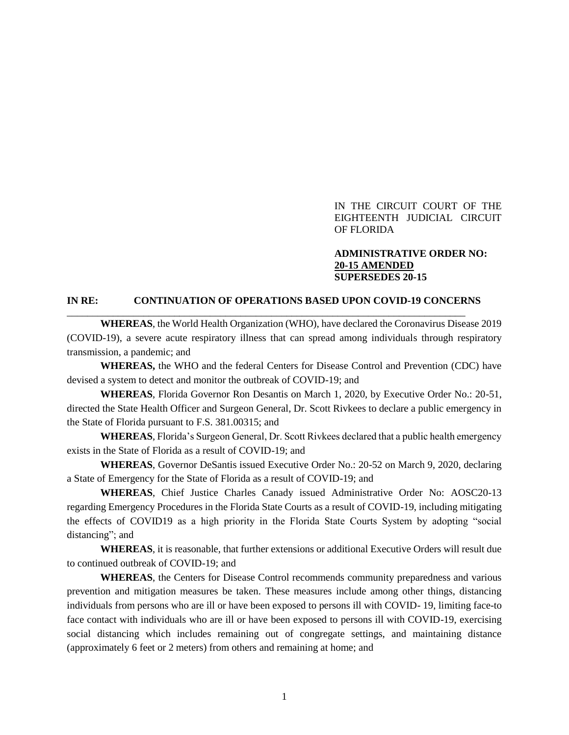IN THE CIRCUIT COURT OF THE EIGHTEENTH JUDICIAL CIRCUIT OF FLORIDA

**ADMINISTRATIVE ORDER NO:**
**20-15 AMENDED**
**SUPERSEDES 20-15**

**IN RE: CONTINUATION OF OPERATIONS BASED UPON COVID-19 CONCERNS**

---

**WHEREAS**, the World Health Organization (WHO), have declared the Coronavirus Disease 2019 (COVID-19), a severe acute respiratory illness that can spread among individuals through respiratory transmission, a pandemic; and

**WHEREAS,** the WHO and the federal Centers for Disease Control and Prevention (CDC) have devised a system to detect and monitor the outbreak of COVID-19; and

**WHEREAS**, Florida Governor Ron Desantis on March 1, 2020, by Executive Order No.: 20-51, directed the State Health Officer and Surgeon General, Dr. Scott Rivkees to declare a public emergency in the State of Florida pursuant to F.S. 381.00315; and

**WHEREAS**, Florida's Surgeon General, Dr. Scott Rivkees declared that a public health emergency exists in the State of Florida as a result of COVID-19; and

**WHEREAS**, Governor DeSantis issued Executive Order No.: 20-52 on March 9, 2020, declaring a State of Emergency for the State of Florida as a result of COVID-19; and

**WHEREAS**, Chief Justice Charles Canady issued Administrative Order No: AOSC20-13 regarding Emergency Procedures in the Florida State Courts as a result of COVID-19, including mitigating the effects of COVID19 as a high priority in the Florida State Courts System by adopting "social distancing"; and

**WHEREAS**, it is reasonable, that further extensions or additional Executive Orders will result due to continued outbreak of COVID-19; and

**WHEREAS**, the Centers for Disease Control recommends community preparedness and various prevention and mitigation measures be taken. These measures include among other things, distancing individuals from persons who are ill or have been exposed to persons ill with COVID- 19, limiting face-to face contact with individuals who are ill or have been exposed to persons ill with COVID-19, exercising social distancing which includes remaining out of congregate settings, and maintaining distance (approximately 6 feet or 2 meters) from others and remaining at home; and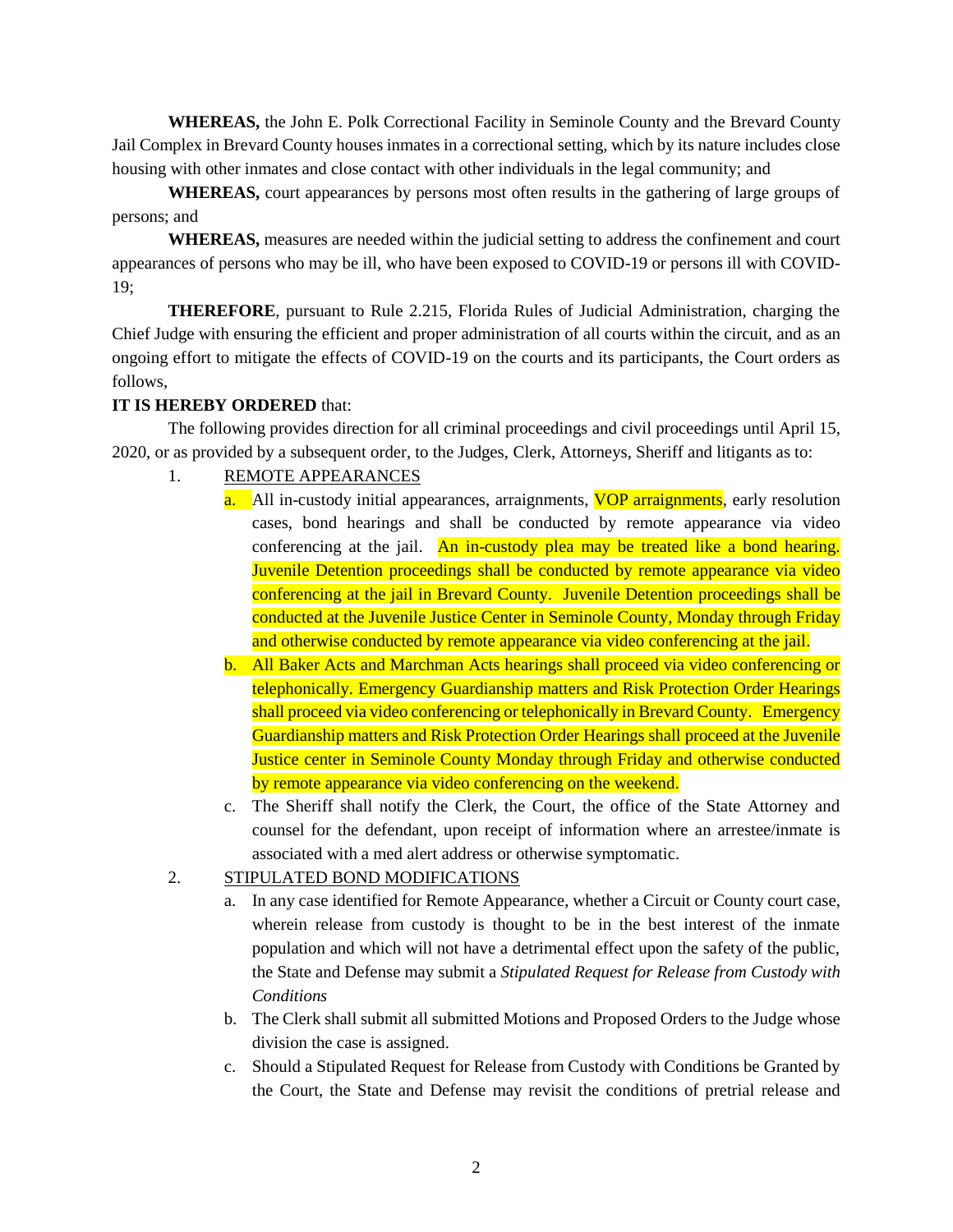**WHEREAS,** the John E. Polk Correctional Facility in Seminole County and the Brevard County Jail Complex in Brevard County houses inmates in a correctional setting, which by its nature includes close housing with other inmates and close contact with other individuals in the legal community; and

**WHEREAS,** court appearances by persons most often results in the gathering of large groups of persons; and

**WHEREAS,** measures are needed within the judicial setting to address the confinement and court appearances of persons who may be ill, who have been exposed to COVID-19 or persons ill with COVID-19;

**THEREFORE**, pursuant to Rule 2.215, Florida Rules of Judicial Administration, charging the Chief Judge with ensuring the efficient and proper administration of all courts within the circuit, and as an ongoing effort to mitigate the effects of COVID-19 on the courts and its participants, the Court orders as follows,

**IT IS HEREBY ORDERED** that:

The following provides direction for all criminal proceedings and civil proceedings until April 15, 2020, or as provided by a subsequent order, to the Judges, Clerk, Attorneys, Sheriff and litigants as to:

1. REMOTE APPEARANCES
   a. All in-custody initial appearances, arraignments, VOP arraignments, early resolution cases, bond hearings and shall be conducted by remote appearance via video conferencing at the jail. An in-custody plea may be treated like a bond hearing. Juvenile Detention proceedings shall be conducted by remote appearance via video conferencing at the jail in Brevard County. Juvenile Detention proceedings shall be conducted at the Juvenile Justice Center in Seminole County, Monday through Friday and otherwise conducted by remote appearance via video conferencing at the jail.
   b. All Baker Acts and Marchman Acts hearings shall proceed via video conferencing or telephonically. Emergency Guardianship matters and Risk Protection Order Hearings shall proceed via video conferencing or telephonically in Brevard County. Emergency Guardianship matters and Risk Protection Order Hearings shall proceed at the Juvenile Justice center in Seminole County Monday through Friday and otherwise conducted by remote appearance via video conferencing on the weekend.
   c. The Sheriff shall notify the Clerk, the Court, the office of the State Attorney and counsel for the defendant, upon receipt of information where an arrestee/inmate is associated with a med alert address or otherwise symptomatic.

2. STIPULATED BOND MODIFICATIONS
   a. In any case identified for Remote Appearance, whether a Circuit or County court case, wherein release from custody is thought to be in the best interest of the inmate population and which will not have a detrimental effect upon the safety of the public, the State and Defense may submit a *Stipulated Request for Release from Custody with Conditions*
   b. The Clerk shall submit all submitted Motions and Proposed Orders to the Judge whose division the case is assigned.
   c. Should a Stipulated Request for Release from Custody with Conditions be Granted by the Court, the State and Defense may revisit the conditions of pretrial release and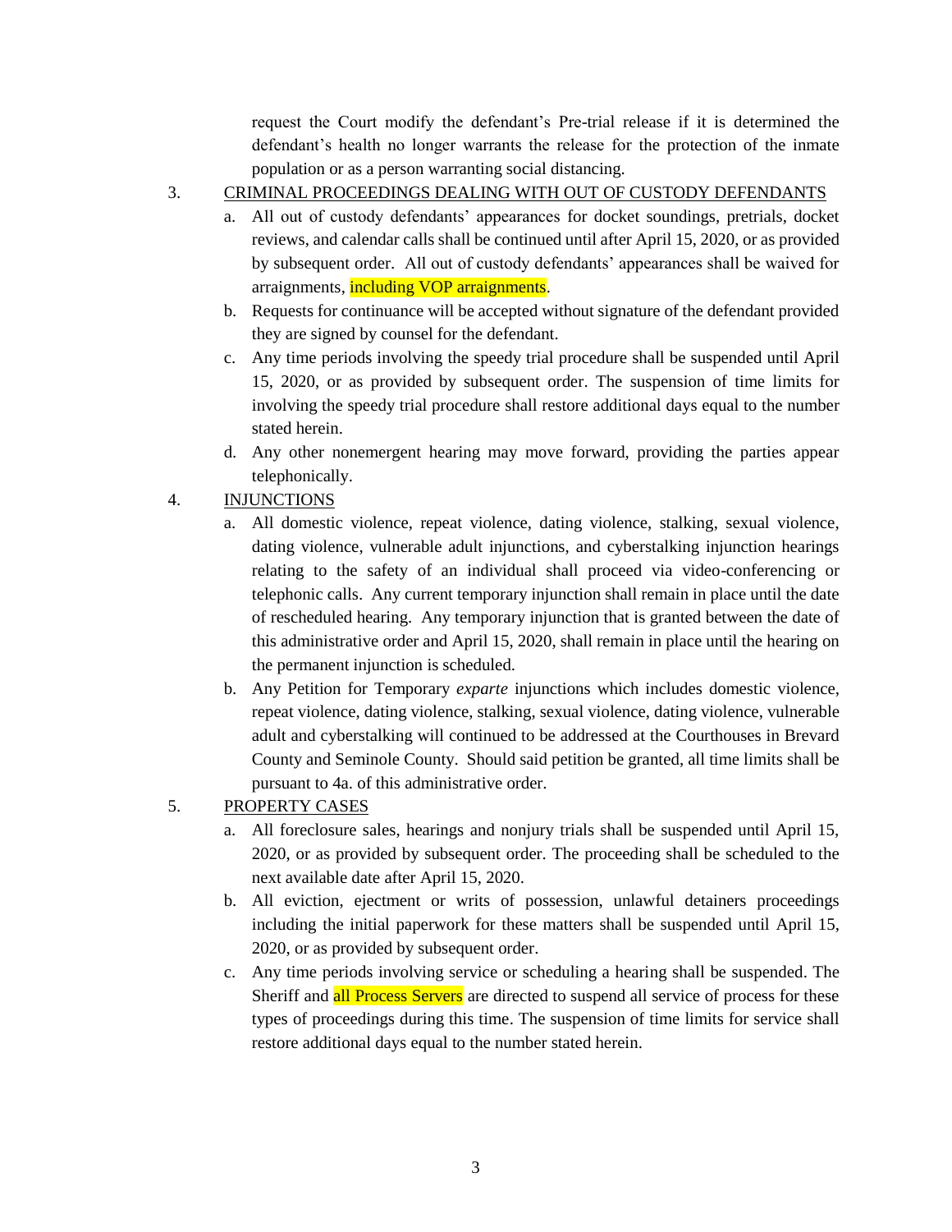request the Court modify the defendant's Pre-trial release if it is determined the defendant's health no longer warrants the release for the protection of the inmate population or as a person warranting social distancing.

3. <u>CRIMINAL PROCEEDINGS DEALING WITH OUT OF CUSTODY DEFENDANTS</u>

   a. All out of custody defendants' appearances for docket soundings, pretrials, docket reviews, and calendar calls shall be continued until after April 15, 2020, or as provided by subsequent order. All out of custody defendants' appearances shall be waived for arraignments, including VOP arraignments.

   b. Requests for continuance will be accepted without signature of the defendant provided they are signed by counsel for the defendant.

   c. Any time periods involving the speedy trial procedure shall be suspended until April 15, 2020, or as provided by subsequent order. The suspension of time limits for involving the speedy trial procedure shall restore additional days equal to the number stated herein.

   d. Any other nonemergent hearing may move forward, providing the parties appear telephonically.

4. <u>INJUNCTIONS</u>

   a. All domestic violence, repeat violence, dating violence, stalking, sexual violence, dating violence, vulnerable adult injunctions, and cyberstalking injunction hearings relating to the safety of an individual shall proceed via video-conferencing or telephonic calls. Any current temporary injunction shall remain in place until the date of rescheduled hearing. Any temporary injunction that is granted between the date of this administrative order and April 15, 2020, shall remain in place until the hearing on the permanent injunction is scheduled.

   b. Any Petition for Temporary *exparte* injunctions which includes domestic violence, repeat violence, dating violence, stalking, sexual violence, dating violence, vulnerable adult and cyberstalking will continued to be addressed at the Courthouses in Brevard County and Seminole County. Should said petition be granted, all time limits shall be pursuant to 4a. of this administrative order.

5. <u>PROPERTY CASES</u>

   a. All foreclosure sales, hearings and nonjury trials shall be suspended until April 15, 2020, or as provided by subsequent order. The proceeding shall be scheduled to the next available date after April 15, 2020.

   b. All eviction, ejectment or writs of possession, unlawful detainers proceedings including the initial paperwork for these matters shall be suspended until April 15, 2020, or as provided by subsequent order.

   c. Any time periods involving service or scheduling a hearing shall be suspended. The Sheriff and all Process Servers are directed to suspend all service of process for these types of proceedings during this time. The suspension of time limits for service shall restore additional days equal to the number stated herein.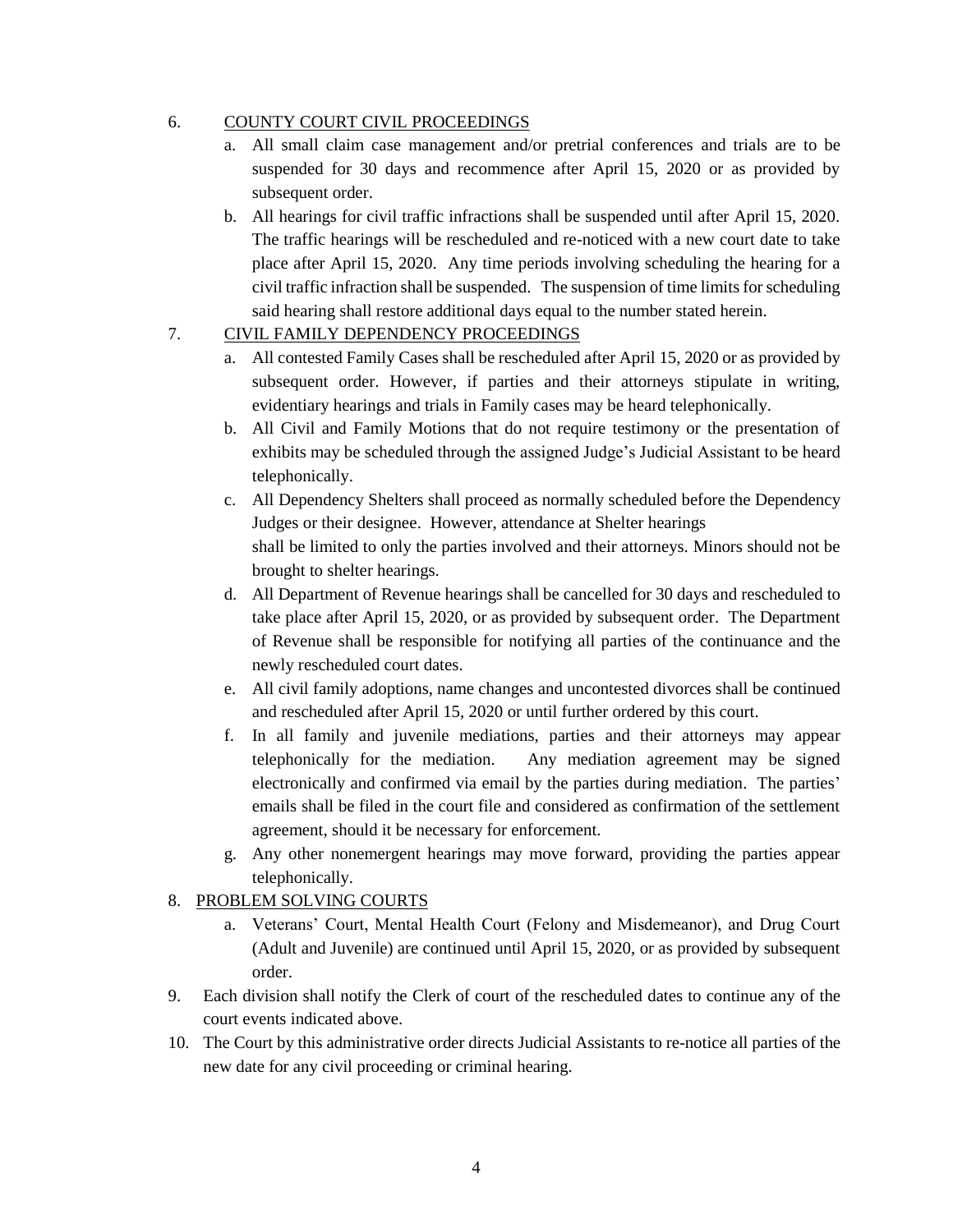6. COUNTY COURT CIVIL PROCEEDINGS

   a. All small claim case management and/or pretrial conferences and trials are to be suspended for 30 days and recommence after April 15, 2020 or as provided by subsequent order.

   b. All hearings for civil traffic infractions shall be suspended until after April 15, 2020. The traffic hearings will be rescheduled and re-noticed with a new court date to take place after April 15, 2020. Any time periods involving scheduling the hearing for a civil traffic infraction shall be suspended. The suspension of time limits for scheduling said hearing shall restore additional days equal to the number stated herein.

7. CIVIL FAMILY DEPENDENCY PROCEEDINGS

   a. All contested Family Cases shall be rescheduled after April 15, 2020 or as provided by subsequent order. However, if parties and their attorneys stipulate in writing, evidentiary hearings and trials in Family cases may be heard telephonically.

   b. All Civil and Family Motions that do not require testimony or the presentation of exhibits may be scheduled through the assigned Judge's Judicial Assistant to be heard telephonically.

   c. All Dependency Shelters shall proceed as normally scheduled before the Dependency Judges or their designee. However, attendance at Shelter hearings shall be limited to only the parties involved and their attorneys. Minors should not be brought to shelter hearings.

   d. All Department of Revenue hearings shall be cancelled for 30 days and rescheduled to take place after April 15, 2020, or as provided by subsequent order. The Department of Revenue shall be responsible for notifying all parties of the continuance and the newly rescheduled court dates.

   e. All civil family adoptions, name changes and uncontested divorces shall be continued and rescheduled after April 15, 2020 or until further ordered by this court.

   f. In all family and juvenile mediations, parties and their attorneys may appear telephonically for the mediation. Any mediation agreement may be signed electronically and confirmed via email by the parties during mediation. The parties' emails shall be filed in the court file and considered as confirmation of the settlement agreement, should it be necessary for enforcement.

   g. Any other nonemergent hearings may move forward, providing the parties appear telephonically.

8. PROBLEM SOLVING COURTS

   a. Veterans' Court, Mental Health Court (Felony and Misdemeanor), and Drug Court (Adult and Juvenile) are continued until April 15, 2020, or as provided by subsequent order.

9. Each division shall notify the Clerk of court of the rescheduled dates to continue any of the court events indicated above.

10. The Court by this administrative order directs Judicial Assistants to re-notice all parties of the new date for any civil proceeding or criminal hearing.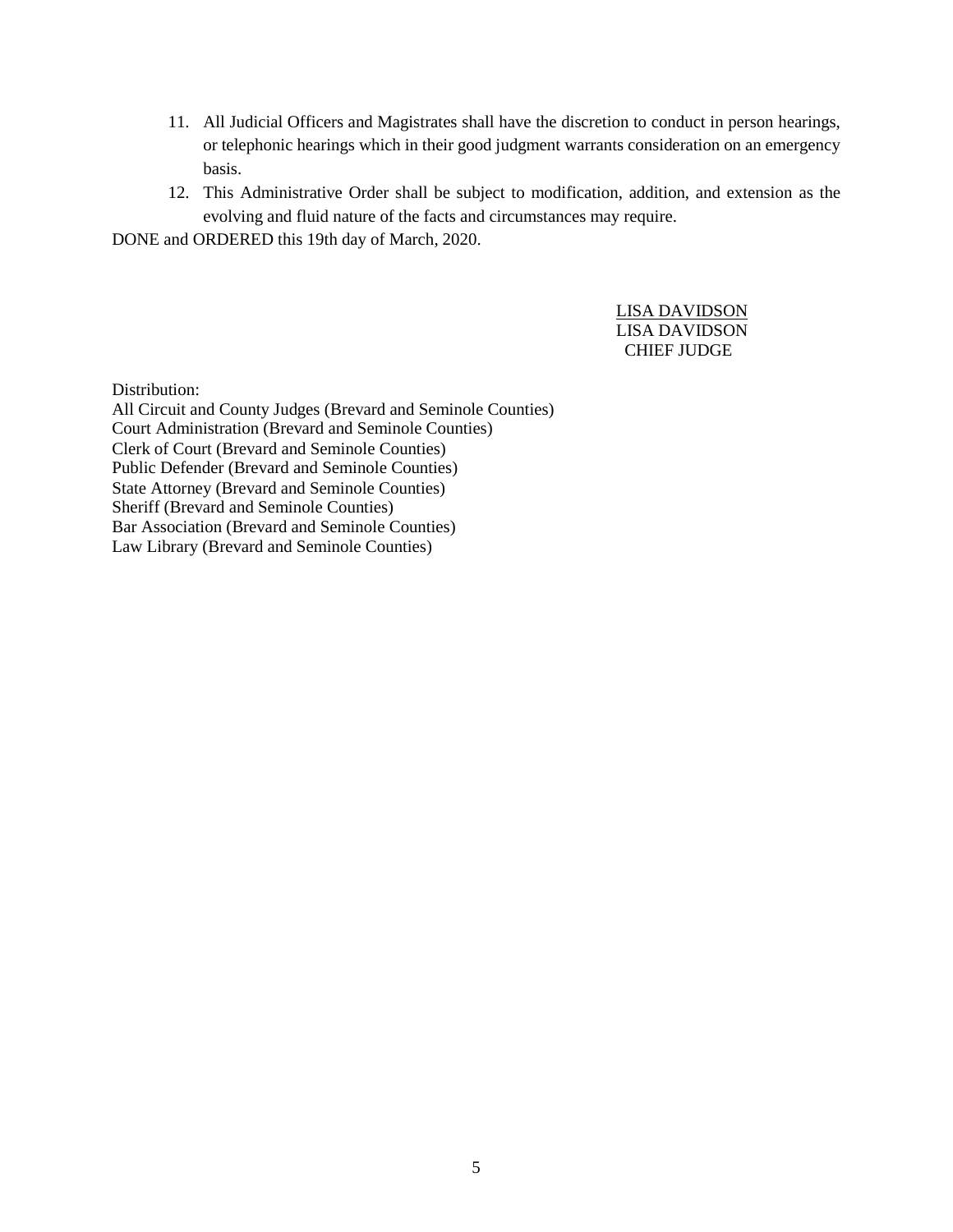11. All Judicial Officers and Magistrates shall have the discretion to conduct in person hearings, or telephonic hearings which in their good judgment warrants consideration on an emergency basis.
12. This Administrative Order shall be subject to modification, addition, and extension as the evolving and fluid nature of the facts and circumstances may require.

DONE and ORDERED this 19th day of March, 2020.

LISA DAVIDSON
LISA DAVIDSON
CHIEF JUDGE

Distribution:
All Circuit and County Judges (Brevard and Seminole Counties)
Court Administration (Brevard and Seminole Counties)
Clerk of Court (Brevard and Seminole Counties)
Public Defender (Brevard and Seminole Counties)
State Attorney (Brevard and Seminole Counties)
Sheriff (Brevard and Seminole Counties)
Bar Association (Brevard and Seminole Counties)
Law Library (Brevard and Seminole Counties)